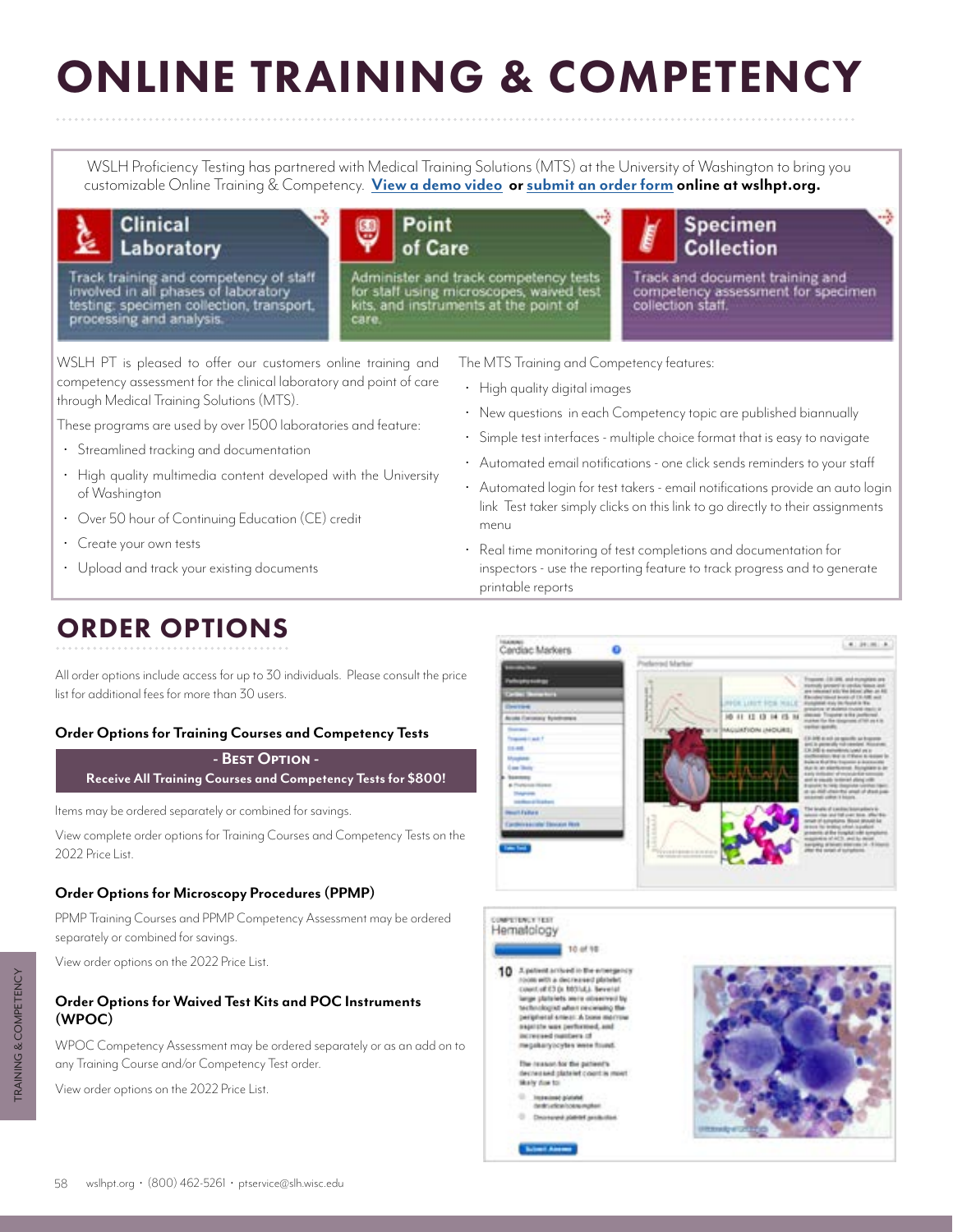# ONLINE TRAINING & COMPETENCY

WSLH Proficiency Testing has partnered with Medical Training Solutions (MTS) at the University of Washington to bring you customizable Online Training & Competency. **View a demo video or submit an order form online at wslhpt.org.**

**Clinical Laboratory**

Track training and competency of staff involved in all phases of laboratory testing: specimen collection, transport, processing and analysis.

**Point of Care**

Administer and track competency tests for staff using microscopes, waived test kits, and instruments at the point of care.

**Specimen Collection**

Track and document training and competency assessment for specimen collection staff.

WSLH PT is pleased to offer our customers online training and competency assessment for the clinical laboratory and point of care through Medical Training Solutions (MTS).

These programs are used by over 1500 laboratories and feature:

- Streamlined tracking and documentation
- High quality multimedia content developed with the University of Washington
- Over 50 hour of Continuing Education (CE) credit
- Create your own tests
- Upload and track your existing documents

The MTS Training and Competency features:

- High quality digital images
- New questions in each Competency topic are published biannually
- Simple test interfaces - multiple choice format that is easy to navigate
- Automated email notifications - one click sends reminders to your staff
- Automated login for test takers - email notifications provide an auto login link Test taker simply clicks on this link to go directly to their assignments menu
- Real time monitoring of test completions and documentation for inspectors - use the reporting feature to track progress and to generate printable reports

## ORDER OPTIONS

All order options include access for up to 30 individuals. Please consult the price list for additional fees for more than 30 users.

### Order Options for Training Courses and Competency Tests

**- Best Option -**
**Receive All Training Courses and Competency Tests for $800!**

Items may be ordered separately or combined for savings.

View complete order options for Training Courses and Competency Tests on the 2022 Price List.

### Order Options for Microscopy Procedures (PPMP)

PPMP Training Courses and PPMP Competency Assessment may be ordered separately or combined for savings.

View order options on the 2022 Price List.

### Order Options for Waived Test Kits and POC Instruments (WPOC)

WPOC Competency Assessment may be ordered separately or as an add on to any Training Course and/or Competency Test order.

View order options on the 2022 Price List.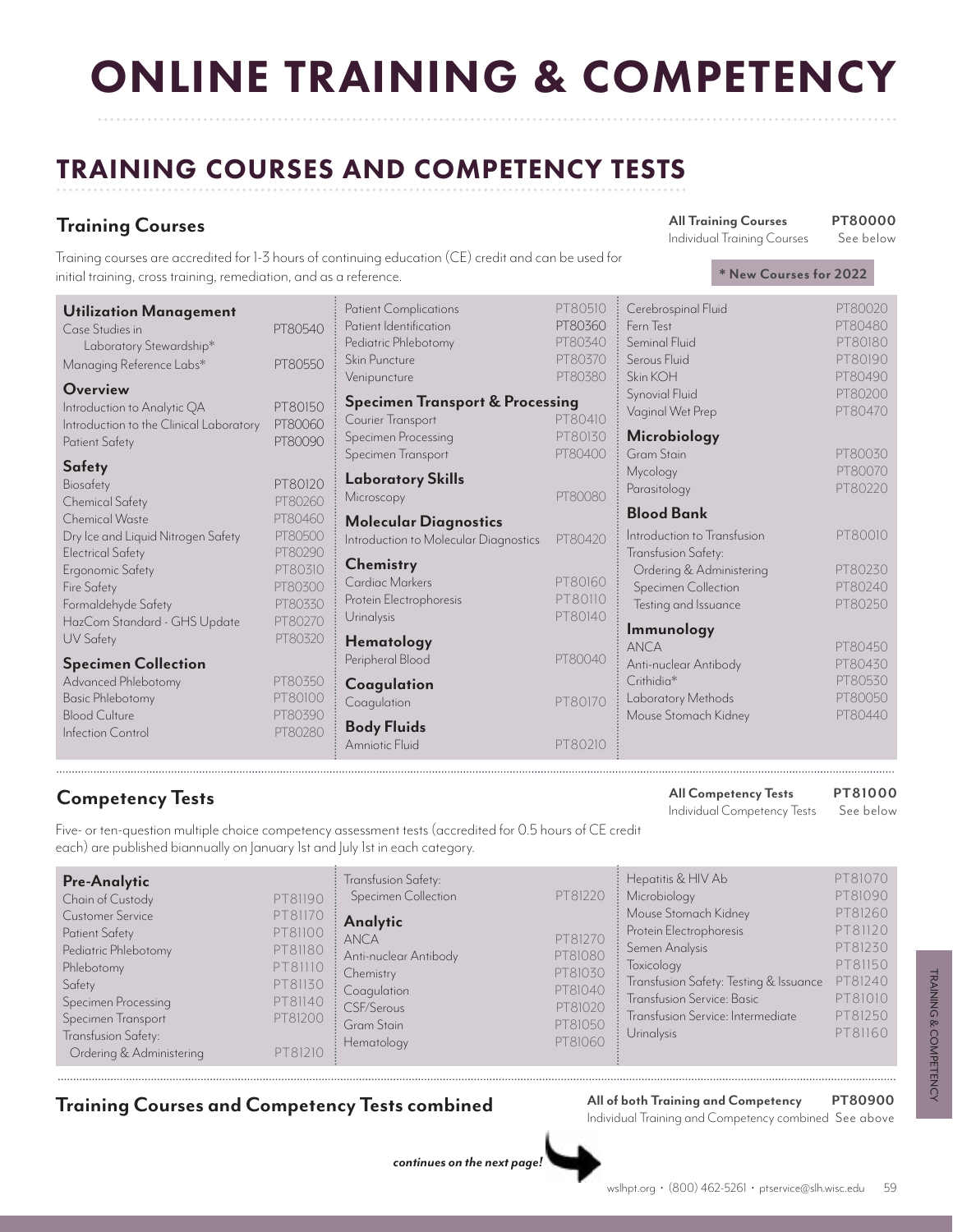# ONLINE TRAINING & COMPETENCY

## TRAINING COURSES AND COMPETENCY TESTS

### Training Courses

| | |
|---|---|
| **All Training Courses** | **PT80000** |
| Individual Training Courses | See below |

Training courses are accredited for 1-3 hours of continuing education (CE) credit and can be used for initial training, cross training, remediation, and as a reference.

**\* New Courses for 2022**

**Utilization Management**

| Course | Code |
|---|---|
| Case Studies in Laboratory Stewardship* | PT80540 |
| Managing Reference Labs* | PT80550 |

**Overview**

| Course | Code |
|---|---|
| Introduction to Analytic QA | PT80150 |
| Introduction to the Clinical Laboratory | PT80060 |
| Patient Safety | PT80090 |

**Safety**

| Course | Code |
|---|---|
| Biosafety | PT80120 |
| Chemical Safety | PT80260 |
| Chemical Waste | PT80460 |
| Dry Ice and Liquid Nitrogen Safety | PT80500 |
| Electrical Safety | PT80290 |
| Ergonomic Safety | PT80310 |
| Fire Safety | PT80300 |
| Formaldehyde Safety | PT80330 |
| HazCom Standard - GHS Update | PT80270 |
| UV Safety | PT80320 |

**Specimen Collection**

| Course | Code |
|---|---|
| Advanced Phlebotomy | PT80350 |
| Basic Phlebotomy | PT80100 |
| Blood Culture | PT80390 |
| Infection Control | PT80280 |
| Patient Complications | PT80510 |
| Patient Identification | PT80360 |
| Pediatric Phlebotomy | PT80340 |
| Skin Puncture | PT80370 |
| Venipuncture | PT80380 |

**Specimen Transport & Processing**

| Course | Code |
|---|---|
| Courier Transport | PT80410 |
| Specimen Processing | PT80130 |
| Specimen Transport | PT80400 |

**Laboratory Skills**

| Course | Code |
|---|---|
| Microscopy | PT80080 |

**Molecular Diagnostics**

| Course | Code |
|---|---|
| Introduction to Molecular Diagnostics | PT80420 |

**Chemistry**

| Course | Code |
|---|---|
| Cardiac Markers | PT80160 |
| Protein Electrophoresis | PT80110 |
| Urinalysis | PT80140 |

**Hematology**

| Course | Code |
|---|---|
| Peripheral Blood | PT80040 |

**Coagulation**

| Course | Code |
|---|---|
| Coagulation | PT80170 |

**Body Fluids**

| Course | Code |
|---|---|
| Amniotic Fluid | PT80210 |
| Cerebrospinal Fluid | PT80020 |
| Fern Test | PT80480 |
| Seminal Fluid | PT80180 |
| Serous Fluid | PT80190 |
| Skin KOH | PT80490 |
| Synovial Fluid | PT80200 |
| Vaginal Wet Prep | PT80470 |

**Microbiology**

| Course | Code |
|---|---|
| Gram Stain | PT80030 |
| Mycology | PT80070 |
| Parasitology | PT80220 |

**Blood Bank**

| Course | Code |
|---|---|
| Introduction to Transfusion | PT80010 |
| Transfusion Safety: Ordering & Administering | PT80230 |
| Transfusion Safety: Specimen Collection | PT80240 |
| Transfusion Safety: Testing and Issuance | PT80250 |

**Immunology**

| Course | Code |
|---|---|
| ANCA | PT80450 |
| Anti-nuclear Antibody | PT80430 |
| Crithidia* | PT80530 |
| Laboratory Methods | PT80050 |
| Mouse Stomach Kidney | PT80440 |

### Competency Tests

| | |
|---|---|
| **All Competency Tests** | **PT81000** |
| Individual Competency Tests | See below |

Five- or ten-question multiple choice competency assessment tests (accredited for 0.5 hours of CE credit each) are published biannually on January 1st and July 1st in each category.

**Pre-Analytic**

| Test | Code |
|---|---|
| Chain of Custody | PT81190 |
| Customer Service | PT81170 |
| Patient Safety | PT81100 |
| Pediatric Phlebotomy | PT81180 |
| Phlebotomy | PT81110 |
| Safety | PT81130 |
| Specimen Processing | PT81140 |
| Specimen Transport | PT81200 |
| Transfusion Safety: Ordering & Administering | PT81210 |
| Transfusion Safety: Specimen Collection | PT81220 |

**Analytic**

| Test | Code |
|---|---|
| ANCA | PT81270 |
| Anti-nuclear Antibody | PT81080 |
| Chemistry | PT81030 |
| Coagulation | PT81040 |
| CSF/Serous | PT81020 |
| Gram Stain | PT81050 |
| Hematology | PT81060 |
| Hepatitis & HIV Ab | PT81070 |
| Microbiology | PT81090 |
| Mouse Stomach Kidney | PT81260 |
| Protein Electrophoresis | PT81120 |
| Semen Analysis | PT81230 |
| Toxicology | PT81150 |
| Transfusion Safety: Testing & Issuance | PT81240 |
| Transfusion Service: Basic | PT81010 |
| Transfusion Service: Intermediate | PT81250 |
| Urinalysis | PT81160 |

### Training Courses and Competency Tests combined

| | |
|---|---|
| **All of both Training and Competency** | **PT80900** |
| Individual Training and Competency combined | See above |

***continues on the next page!***

wslhpt.org • (800) 462-5261 • ptservice@slh.wisc.edu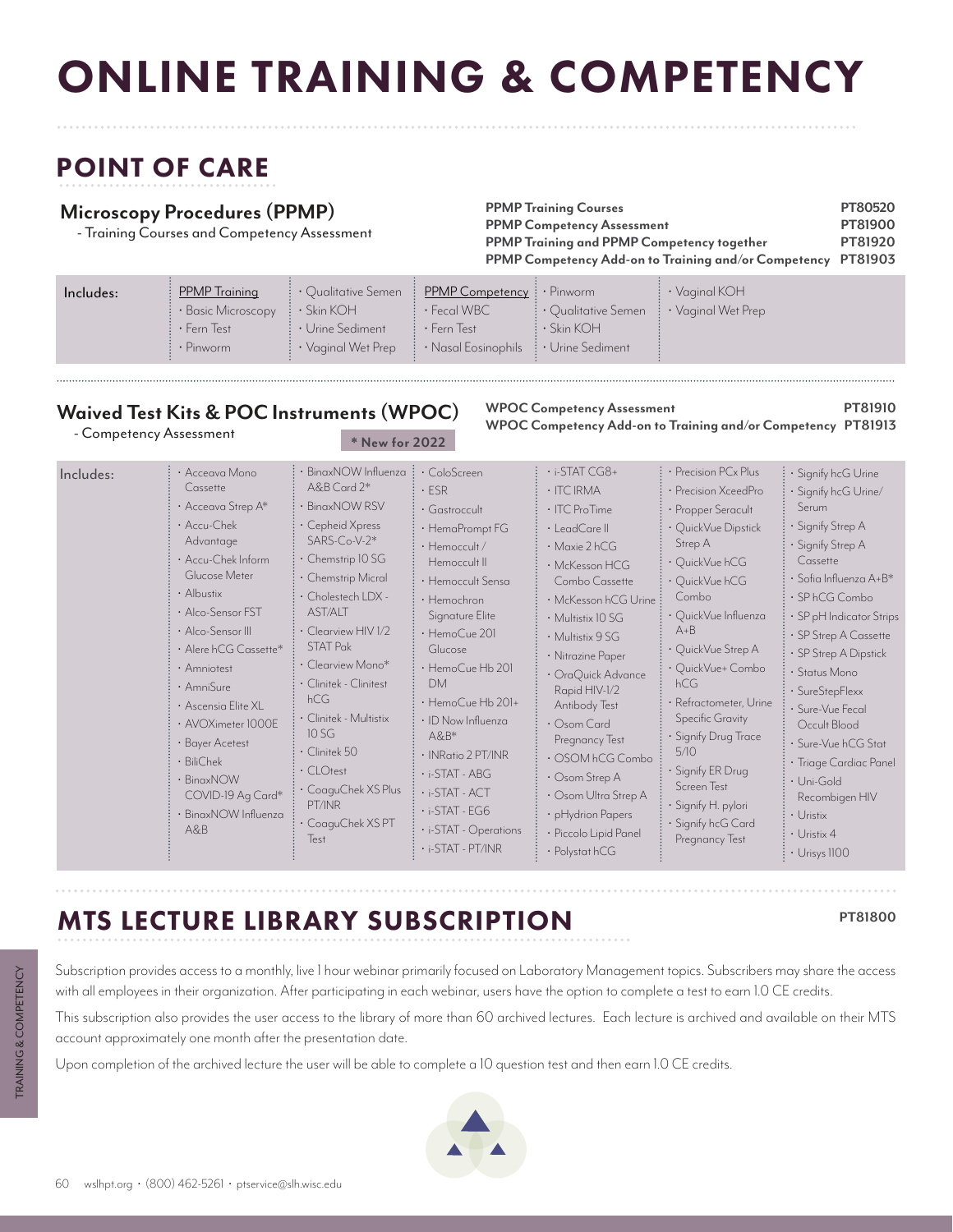# ONLINE TRAINING & COMPETENCY

## POINT OF CARE

### Microscopy Procedures (PPMP)

- Training Courses and Competency Assessment

| | |
|---|---|
| **PPMP Training Courses** | **PT80520** |
| **PPMP Competency Assessment** | **PT81900** |
| **PPMP Training and PPMP Competency together** | **PT81920** |
| **PPMP Competency Add-on to Training and/or Competency** | **PT81903** |

Includes:

PPMP Training
- Basic Microscopy
- Fern Test
- Pinworm
- Qualitative Semen
- Skin KOH
- Urine Sediment
- Vaginal Wet Prep

PPMP Competency
- Fecal WBC
- Fern Test
- Nasal Eosinophils
- Pinworm
- Qualitative Semen
- Skin KOH
- Urine Sediment
- Vaginal KOH
- Vaginal Wet Prep

### Waived Test Kits & POC Instruments (WPOC)

- Competency Assessment

**\* New for 2022**

| | |
|---|---|
| **WPOC Competency Assessment** | **PT81910** |
| **WPOC Competency Add-on to Training and/or Competency** | **PT81913** |

Includes:

- Acceava Mono Cassette
- Acceava Strep A*
- Accu-Chek Advantage
- Accu-Chek Inform Glucose Meter
- Albustix
- Alco-Sensor FST
- Alco-Sensor III
- Alere hCG Cassette*
- Amniotest
- AmniSure
- Ascensia Elite XL
- AVOXimeter 1000E
- Bayer Acetest
- BiliChek
- BinaxNOW COVID-19 Ag Card*
- BinaxNOW Influenza A&B
- BinaxNOW Influenza A&B Card 2*
- BinaxNOW RSV
- Cepheid Xpress SARS-Co-V-2*
- Chemstrip 10 SG
- Chemstrip Micral
- Cholestech LDX - AST/ALT
- Clearview HIV 1/2 STAT Pak
- Clearview Mono*
- Clinitek - Clinitest hCG
- Clinitek - Multistix 10 SG
- Clinitek 50
- CLOtest
- CoaguChek XS Plus PT/INR
- CoaguChek XS PT Test
- ColoScreen
- ESR
- Gastroccult
- HemaPrompt FG
- Hemoccult / Hemoccult II
- Hemoccult Sensa
- Hemochron Signature Elite
- HemoCue 201 Glucose
- HemoCue Hb 201 DM
- HemoCue Hb 201+
- ID Now Influenza A&B*
- INRatio 2 PT/INR
- i-STAT - ABG
- i-STAT - ACT
- i-STAT - EG6
- i-STAT - Operations
- i-STAT - PT/INR
- i-STAT CG8+
- ITC IRMA
- ITC ProTime
- LeadCare II
- Maxie 2 hCG
- McKesson HCG Combo Cassette
- McKesson hCG Urine
- Multistix 10 SG
- Multistix 9 SG
- Nitrazine Paper
- OraQuick Advance Rapid HIV-1/2 Antibody Test
- Osom Card Pregnancy Test
- OSOM hCG Combo
- Osom Strep A
- Osom Ultra Strep A
- pHydrion Papers
- Piccolo Lipid Panel
- Polystat hCG
- Precision PCx Plus
- Precision XceedPro
- Propper Seracult
- QuickVue Dipstick Strep A
- QuickVue hCG
- QuickVue hCG Combo
- QuickVue Influenza A+B
- QuickVue Strep A
- QuickVue+ Combo hCG
- Refractometer, Urine Specific Gravity
- Signify Drug Trace 5/10
- Signify ER Drug Screen Test
- Signify H. pylori
- Signify hcG Card Pregnancy Test
- Signify hcG Urine
- Signify hcG Urine/ Serum
- Signify Strep A
- Signify Strep A Cassette
- Sofia Influenza A+B*
- SP hCG Combo
- SP pH Indicator Strips
- SP Strep A Cassette
- SP Strep A Dipstick
- Status Mono
- SureStepFlexx
- Sure-Vue Fecal Occult Blood
- Sure-Vue hCG Stat
- Triage Cardiac Panel
- Uni-Gold Recombigen HIV
- Uristix
- Uristix 4
- Urisys 1100

## MTS LECTURE LIBRARY SUBSCRIPTION

**PT81800**

Subscription provides access to a monthly, live 1 hour webinar primarily focused on Laboratory Management topics. Subscribers may share the access with all employees in their organization. After participating in each webinar, users have the option to complete a test to earn 1.0 CE credits.

This subscription also provides the user access to the library of more than 60 archived lectures. Each lecture is archived and available on their MTS account approximately one month after the presentation date.

Upon completion of the archived lecture the user will be able to complete a 10 question test and then earn 1.0 CE credits.